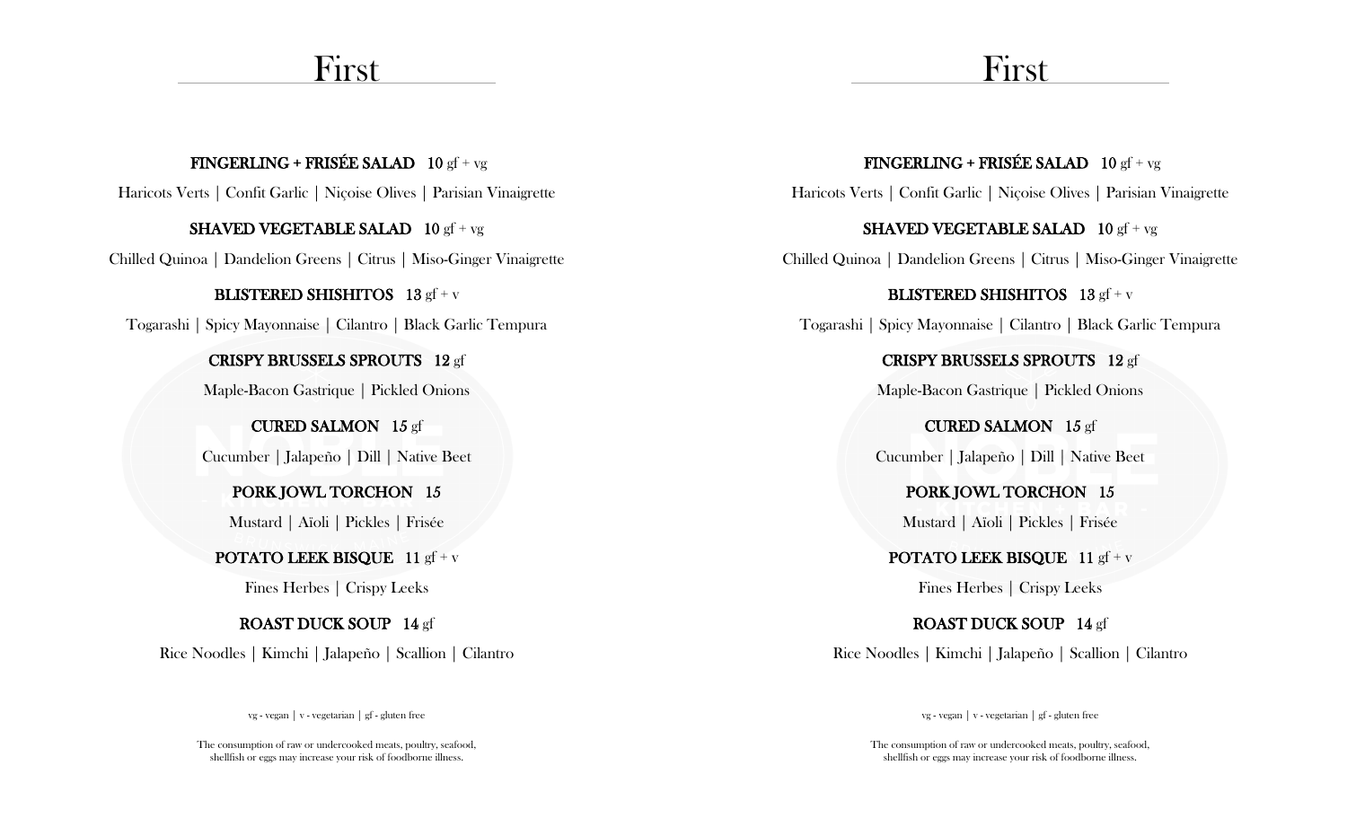# First

**FINGERLING + FRISÉE SALAD** 10 gf + vg

Haricots Verts | Confit Garlic | Niçoise Olives | Parisian Vinaigrette

**SHAVED VEGETABLE SALAD** 10 gf + vg

Chilled Quinoa | Dandelion Greens | Citrus | Miso-Ginger Vinaigrette

**BLISTERED SHISHITOS** 13 gf + v

Togarashi | Spicy Mayonnaise | Cilantro | Black Garlic Tempura

**CRISPY BRUSSELS SPROUTS** 12 gf

Maple-Bacon Gastrique | Pickled Onions

**CURED SALMON** 15 gf

Cucumber | Jalapeño | Dill | Native Beet

**PORK JOWL TORCHON** 15

Mustard | Aïoli | Pickles | Frisée

**POTATO LEEK BISQUE** 11 gf + v

Fines Herbes | Crispy Leeks

**ROAST DUCK SOUP** 14 gf

Rice Noodles | Kimchi | Jalapeño | Scallion | Cilantro

vg - vegan | v - vegetarian | gf - gluten free

The consumption of raw or undercooked meats, poultry, seafood, shellfish or eggs may increase your risk of foodborne illness.

# First

**FINGERLING + FRISÉE SALAD** 10 gf + vg

Haricots Verts | Confit Garlic | Niçoise Olives | Parisian Vinaigrette

**SHAVED VEGETABLE SALAD** 10 gf + vg

Chilled Quinoa | Dandelion Greens | Citrus | Miso-Ginger Vinaigrette

**BLISTERED SHISHITOS** 13 gf + v

Togarashi | Spicy Mayonnaise | Cilantro | Black Garlic Tempura

**CRISPY BRUSSELS SPROUTS** 12 gf

Maple-Bacon Gastrique | Pickled Onions

**CURED SALMON** 15 gf

Cucumber | Jalapeño | Dill | Native Beet

**PORK JOWL TORCHON** 15

Mustard | Aïoli | Pickles | Frisée

**POTATO LEEK BISQUE** 11 gf + v

Fines Herbes | Crispy Leeks

**ROAST DUCK SOUP** 14 gf

Rice Noodles | Kimchi | Jalapeño | Scallion | Cilantro

vg - vegan | v - vegetarian | gf - gluten free

The consumption of raw or undercooked meats, poultry, seafood, shellfish or eggs may increase your risk of foodborne illness.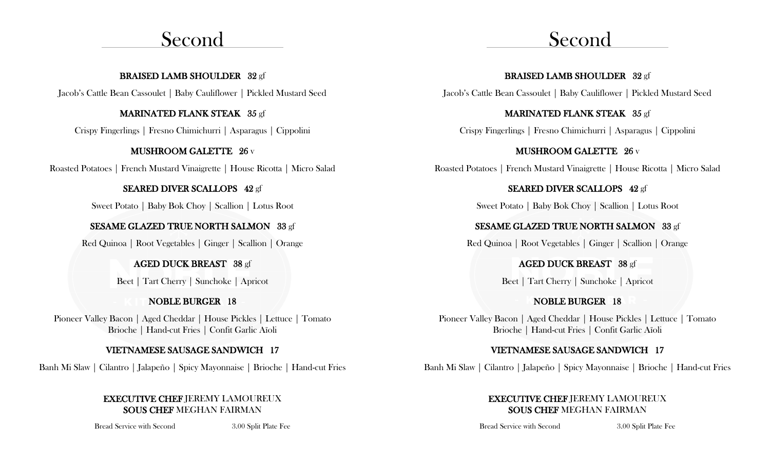# Second

**BRAISED LAMB SHOULDER** 32 gf

Jacob's Cattle Bean Cassoulet | Baby Cauliflower | Pickled Mustard Seed

**MARINATED FLANK STEAK** 35 gf

Crispy Fingerlings | Fresno Chimichurri | Asparagus | Cippolini

**MUSHROOM GALETTE** 26 v

Roasted Potatoes | French Mustard Vinaigrette | House Ricotta | Micro Salad

**SEARED DIVER SCALLOPS** 42 gf

Sweet Potato | Baby Bok Choy | Scallion | Lotus Root

**SESAME GLAZED TRUE NORTH SALMON** 33 gf

Red Quinoa | Root Vegetables | Ginger | Scallion | Orange

**AGED DUCK BREAST** 38 gf

Beet | Tart Cherry | Sunchoke | Apricot

**NOBLE BURGER** 18

Pioneer Valley Bacon | Aged Cheddar | House Pickles | Lettuce | Tomato
Brioche | Hand-cut Fries | Confit Garlic Aïoli

**VIETNAMESE SAUSAGE SANDWICH** 17

Banh Mi Slaw | Cilantro | Jalapeño | Spicy Mayonnaise | Brioche | Hand-cut Fries

**EXECUTIVE CHEF** JEREMY LAMOUREUX
**SOUS CHEF** MEGHAN FAIRMAN

Bread Service with Second    3.00 Split Plate Fee

# Second

**BRAISED LAMB SHOULDER** 32 gf

Jacob's Cattle Bean Cassoulet | Baby Cauliflower | Pickled Mustard Seed

**MARINATED FLANK STEAK** 35 gf

Crispy Fingerlings | Fresno Chimichurri | Asparagus | Cippolini

**MUSHROOM GALETTE** 26 v

Roasted Potatoes | French Mustard Vinaigrette | House Ricotta | Micro Salad

**SEARED DIVER SCALLOPS** 42 gf

Sweet Potato | Baby Bok Choy | Scallion | Lotus Root

**SESAME GLAZED TRUE NORTH SALMON** 33 gf

Red Quinoa | Root Vegetables | Ginger | Scallion | Orange

**AGED DUCK BREAST** 38 gf

Beet | Tart Cherry | Sunchoke | Apricot

**NOBLE BURGER** 18

Pioneer Valley Bacon | Aged Cheddar | House Pickles | Lettuce | Tomato
Brioche | Hand-cut Fries | Confit Garlic Aïoli

**VIETNAMESE SAUSAGE SANDWICH** 17

Banh Mi Slaw | Cilantro | Jalapeño | Spicy Mayonnaise | Brioche | Hand-cut Fries

**EXECUTIVE CHEF** JEREMY LAMOUREUX
**SOUS CHEF** MEGHAN FAIRMAN

Bread Service with Second    3.00 Split Plate Fee